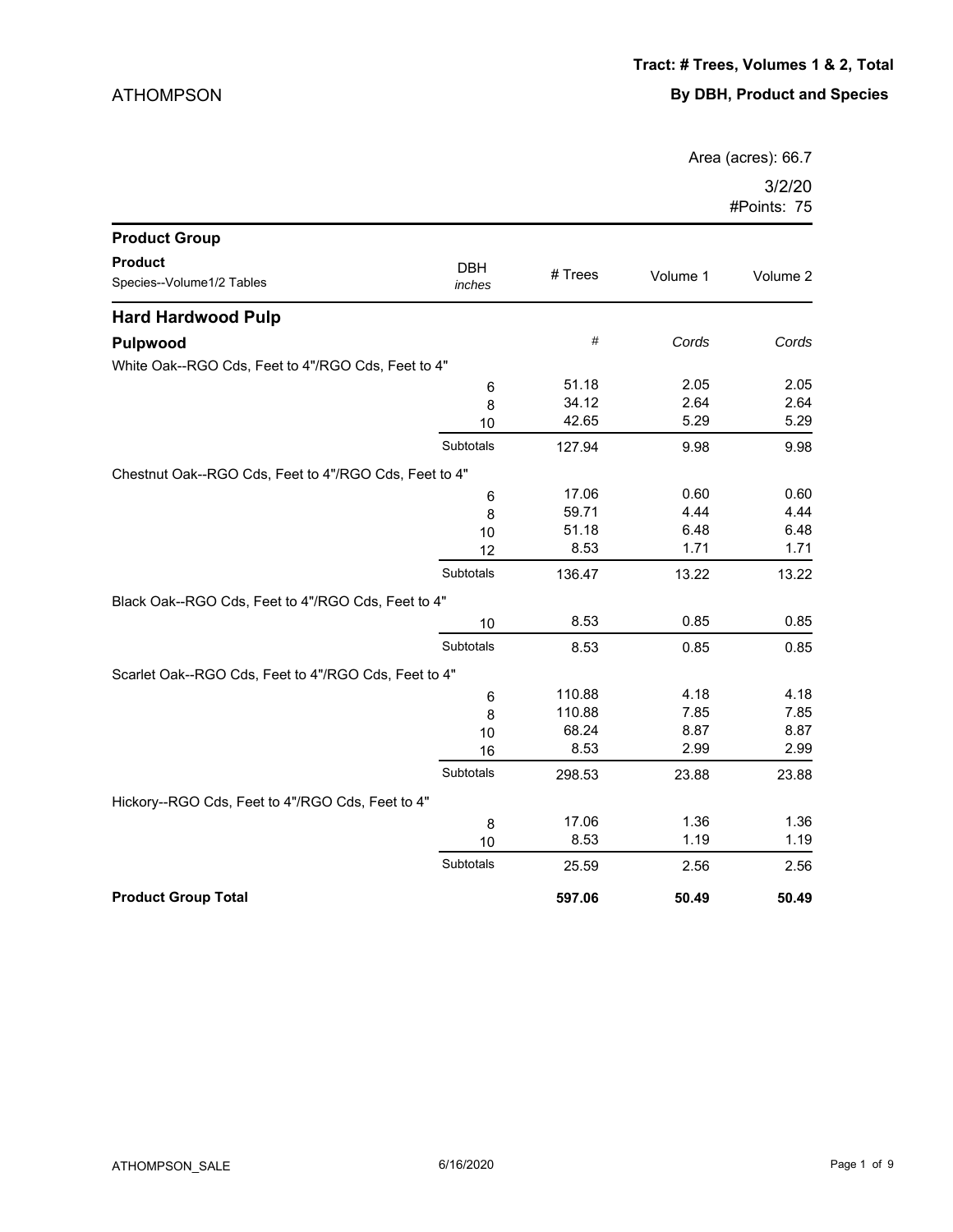ATHOMPSON

**Tract: # Trees, Volumes 1 & 2, Total**

**By DBH, Product and Species**

Area (acres): 66.7

3/2/20

#Points: 75

| Product Group<br>Product<br>Species--Volume1/2 Tables | DBH *inches* | # Trees | Volume 1 | Volume 2 |
|---|---|---|---|---|
| **Hard Hardwood Pulp** | | | | |
| **Pulpwood** | | *#* | *Cords* | *Cords* |
| White Oak--RGO Cds, Feet to 4"/RGO Cds, Feet to 4" | | | | |
| | 6 | 51.18 | 2.05 | 2.05 |
| | 8 | 34.12 | 2.64 | 2.64 |
| | 10 | 42.65 | 5.29 | 5.29 |
| | Subtotals | 127.94 | 9.98 | 9.98 |
| Chestnut Oak--RGO Cds, Feet to 4"/RGO Cds, Feet to 4" | | | | |
| | 6 | 17.06 | 0.60 | 0.60 |
| | 8 | 59.71 | 4.44 | 4.44 |
| | 10 | 51.18 | 6.48 | 6.48 |
| | 12 | 8.53 | 1.71 | 1.71 |
| | Subtotals | 136.47 | 13.22 | 13.22 |
| Black Oak--RGO Cds, Feet to 4"/RGO Cds, Feet to 4" | | | | |
| | 10 | 8.53 | 0.85 | 0.85 |
| | Subtotals | 8.53 | 0.85 | 0.85 |
| Scarlet Oak--RGO Cds, Feet to 4"/RGO Cds, Feet to 4" | | | | |
| | 6 | 110.88 | 4.18 | 4.18 |
| | 8 | 110.88 | 7.85 | 7.85 |
| | 10 | 68.24 | 8.87 | 8.87 |
| | 16 | 8.53 | 2.99 | 2.99 |
| | Subtotals | 298.53 | 23.88 | 23.88 |
| Hickory--RGO Cds, Feet to 4"/RGO Cds, Feet to 4" | | | | |
| | 8 | 17.06 | 1.36 | 1.36 |
| | 10 | 8.53 | 1.19 | 1.19 |
| | Subtotals | 25.59 | 2.56 | 2.56 |
| **Product Group Total** | | **597.06** | **50.49** | **50.49** |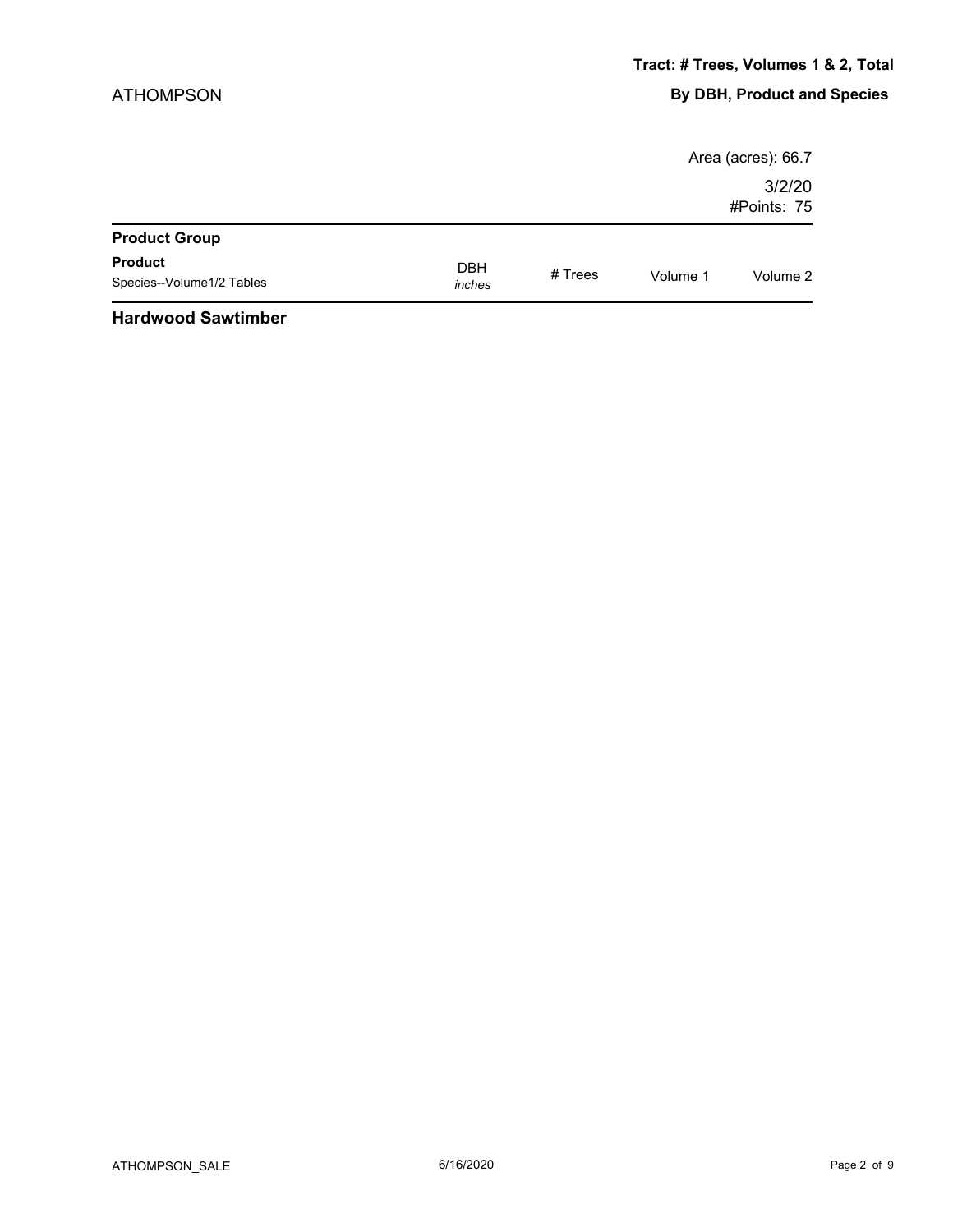ATHOMPSON

**Tract: # Trees, Volumes 1 & 2, Total**

**By DBH, Product and Species**

Area (acres): 66.7

3/2/20

#Points: 75

| **Product Group** | | | | |
|---|---|---|---|---|
| **Product**<br>Species--Volume1/2 Tables | DBH<br>*inches* | # Trees | Volume 1 | Volume 2 |

**Hardwood Sawtimber**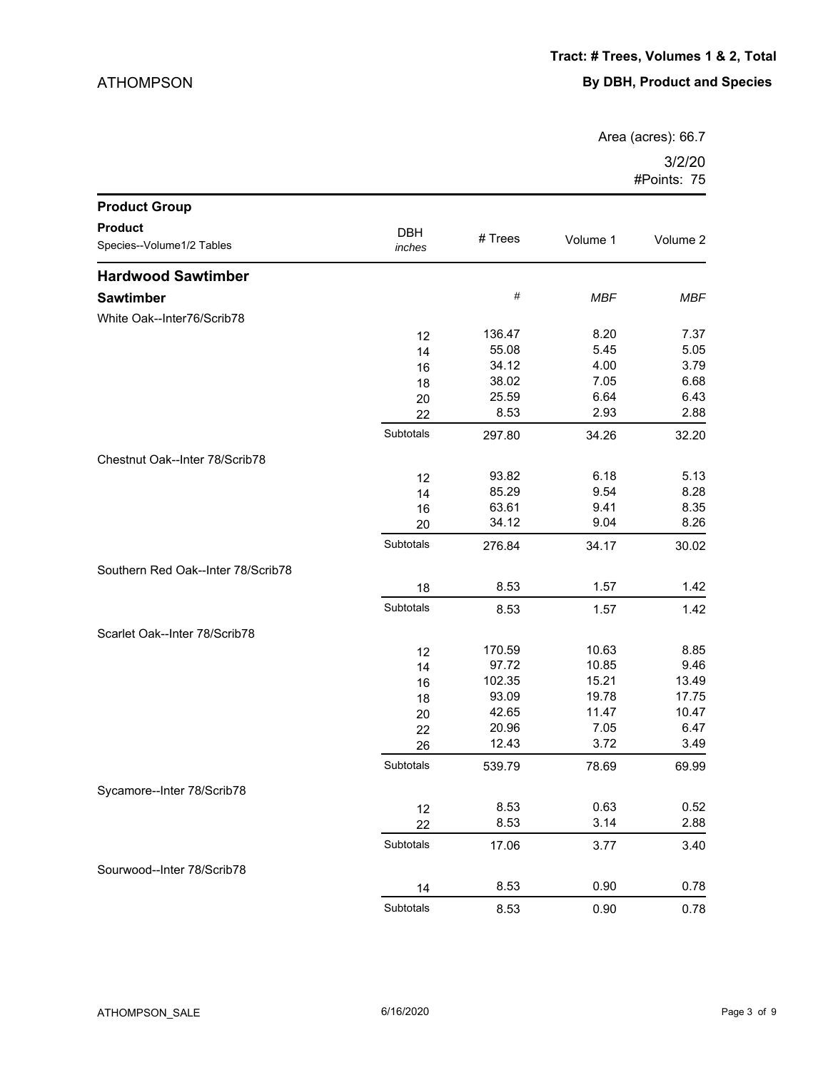ATHOMPSON

**Tract: # Trees, Volumes 1 & 2, Total**

**By DBH, Product and Species**

Area (acres): 66.7

3/2/20

#Points: 75

| Product Group<br>Product<br>Species--Volume1/2 Tables | DBH<br>*inches* | # Trees | Volume 1 | Volume 2 |
|---|---|---|---|---|
| **Hardwood Sawtimber** | | | | |
| **Sawtimber** | | # | *MBF* | *MBF* |
| White Oak--Inter76/Scrib78 | | | | |
| | 12 | 136.47 | 8.20 | 7.37 |
| | 14 | 55.08 | 5.45 | 5.05 |
| | 16 | 34.12 | 4.00 | 3.79 |
| | 18 | 38.02 | 7.05 | 6.68 |
| | 20 | 25.59 | 6.64 | 6.43 |
| | 22 | 8.53 | 2.93 | 2.88 |
| | Subtotals | 297.80 | 34.26 | 32.20 |
| Chestnut Oak--Inter 78/Scrib78 | | | | |
| | 12 | 93.82 | 6.18 | 5.13 |
| | 14 | 85.29 | 9.54 | 8.28 |
| | 16 | 63.61 | 9.41 | 8.35 |
| | 20 | 34.12 | 9.04 | 8.26 |
| | Subtotals | 276.84 | 34.17 | 30.02 |
| Southern Red Oak--Inter 78/Scrib78 | | | | |
| | 18 | 8.53 | 1.57 | 1.42 |
| | Subtotals | 8.53 | 1.57 | 1.42 |
| Scarlet Oak--Inter 78/Scrib78 | | | | |
| | 12 | 170.59 | 10.63 | 8.85 |
| | 14 | 97.72 | 10.85 | 9.46 |
| | 16 | 102.35 | 15.21 | 13.49 |
| | 18 | 93.09 | 19.78 | 17.75 |
| | 20 | 42.65 | 11.47 | 10.47 |
| | 22 | 20.96 | 7.05 | 6.47 |
| | 26 | 12.43 | 3.72 | 3.49 |
| | Subtotals | 539.79 | 78.69 | 69.99 |
| Sycamore--Inter 78/Scrib78 | | | | |
| | 12 | 8.53 | 0.63 | 0.52 |
| | 22 | 8.53 | 3.14 | 2.88 |
| | Subtotals | 17.06 | 3.77 | 3.40 |
| Sourwood--Inter 78/Scrib78 | | | | |
| | 14 | 8.53 | 0.90 | 0.78 |
| | Subtotals | 8.53 | 0.90 | 0.78 |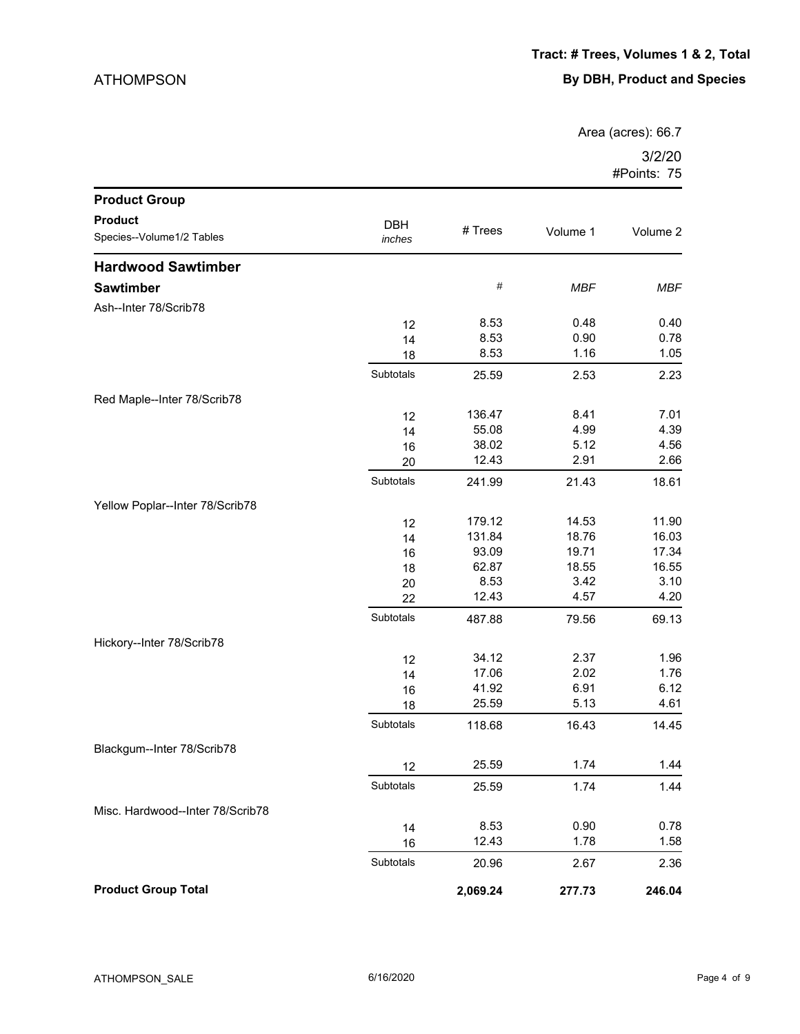ATHOMPSON

**Tract: # Trees, Volumes 1 & 2, Total**

**By DBH, Product and Species**

Area (acres): 66.7

3/2/20

#Points: 75

| Product Group<br>Product<br>Species--Volume1/2 Tables | DBH *inches* | # Trees | Volume 1 | Volume 2 |
|---|---|---|---|---|
| **Hardwood Sawtimber** | | | | |
| **Sawtimber** | | # | *MBF* | *MBF* |
| Ash--Inter 78/Scrib78 | | | | |
| | 12 | 8.53 | 0.48 | 0.40 |
| | 14 | 8.53 | 0.90 | 0.78 |
| | 18 | 8.53 | 1.16 | 1.05 |
| | Subtotals | 25.59 | 2.53 | 2.23 |
| Red Maple--Inter 78/Scrib78 | | | | |
| | 12 | 136.47 | 8.41 | 7.01 |
| | 14 | 55.08 | 4.99 | 4.39 |
| | 16 | 38.02 | 5.12 | 4.56 |
| | 20 | 12.43 | 2.91 | 2.66 |
| | Subtotals | 241.99 | 21.43 | 18.61 |
| Yellow Poplar--Inter 78/Scrib78 | | | | |
| | 12 | 179.12 | 14.53 | 11.90 |
| | 14 | 131.84 | 18.76 | 16.03 |
| | 16 | 93.09 | 19.71 | 17.34 |
| | 18 | 62.87 | 18.55 | 16.55 |
| | 20 | 8.53 | 3.42 | 3.10 |
| | 22 | 12.43 | 4.57 | 4.20 |
| | Subtotals | 487.88 | 79.56 | 69.13 |
| Hickory--Inter 78/Scrib78 | | | | |
| | 12 | 34.12 | 2.37 | 1.96 |
| | 14 | 17.06 | 2.02 | 1.76 |
| | 16 | 41.92 | 6.91 | 6.12 |
| | 18 | 25.59 | 5.13 | 4.61 |
| | Subtotals | 118.68 | 16.43 | 14.45 |
| Blackgum--Inter 78/Scrib78 | | | | |
| | 12 | 25.59 | 1.74 | 1.44 |
| | Subtotals | 25.59 | 1.74 | 1.44 |
| Misc. Hardwood--Inter 78/Scrib78 | | | | |
| | 14 | 8.53 | 0.90 | 0.78 |
| | 16 | 12.43 | 1.78 | 1.58 |
| | Subtotals | 20.96 | 2.67 | 2.36 |
| **Product Group Total** | | **2,069.24** | **277.73** | **246.04** |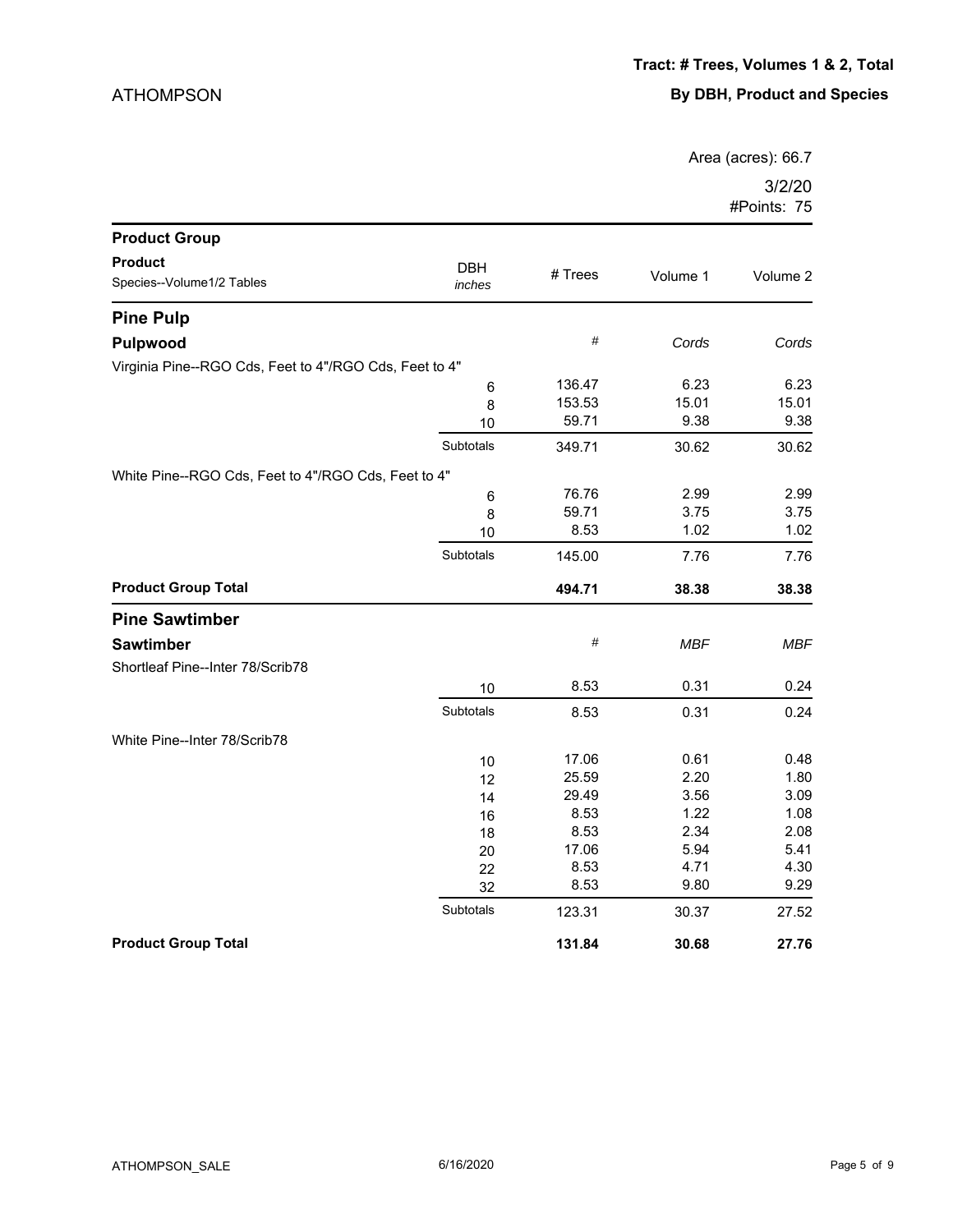ATHOMPSON

**Tract: # Trees, Volumes 1 & 2, Total**

**By DBH, Product and Species**

Area (acres): 66.7

3/2/20

#Points: 75

| Product Group<br>Product<br>Species--Volume1/2 Tables | DBH *inches* | # Trees | Volume 1 | Volume 2 |
|---|---|---|---|---|
| **Pine Pulp** | | | | |
| **Pulpwood** | | # | *Cords* | *Cords* |
| Virginia Pine--RGO Cds, Feet to 4"/RGO Cds, Feet to 4" | | | | |
| | 6 | 136.47 | 6.23 | 6.23 |
| | 8 | 153.53 | 15.01 | 15.01 |
| | 10 | 59.71 | 9.38 | 9.38 |
| | Subtotals | 349.71 | 30.62 | 30.62 |
| White Pine--RGO Cds, Feet to 4"/RGO Cds, Feet to 4" | | | | |
| | 6 | 76.76 | 2.99 | 2.99 |
| | 8 | 59.71 | 3.75 | 3.75 |
| | 10 | 8.53 | 1.02 | 1.02 |
| | Subtotals | 145.00 | 7.76 | 7.76 |
| **Product Group Total** | | **494.71** | **38.38** | **38.38** |
| **Pine Sawtimber** | | | | |
| **Sawtimber** | | # | *MBF* | *MBF* |
| Shortleaf Pine--Inter 78/Scrib78 | | | | |
| | 10 | 8.53 | 0.31 | 0.24 |
| | Subtotals | 8.53 | 0.31 | 0.24 |
| White Pine--Inter 78/Scrib78 | | | | |
| | 10 | 17.06 | 0.61 | 0.48 |
| | 12 | 25.59 | 2.20 | 1.80 |
| | 14 | 29.49 | 3.56 | 3.09 |
| | 16 | 8.53 | 1.22 | 1.08 |
| | 18 | 8.53 | 2.34 | 2.08 |
| | 20 | 17.06 | 5.94 | 5.41 |
| | 22 | 8.53 | 4.71 | 4.30 |
| | 32 | 8.53 | 9.80 | 9.29 |
| | Subtotals | 123.31 | 30.37 | 27.52 |
| **Product Group Total** | | **131.84** | **30.68** | **27.76** |

ATHOMPSON_SALE 6/16/2020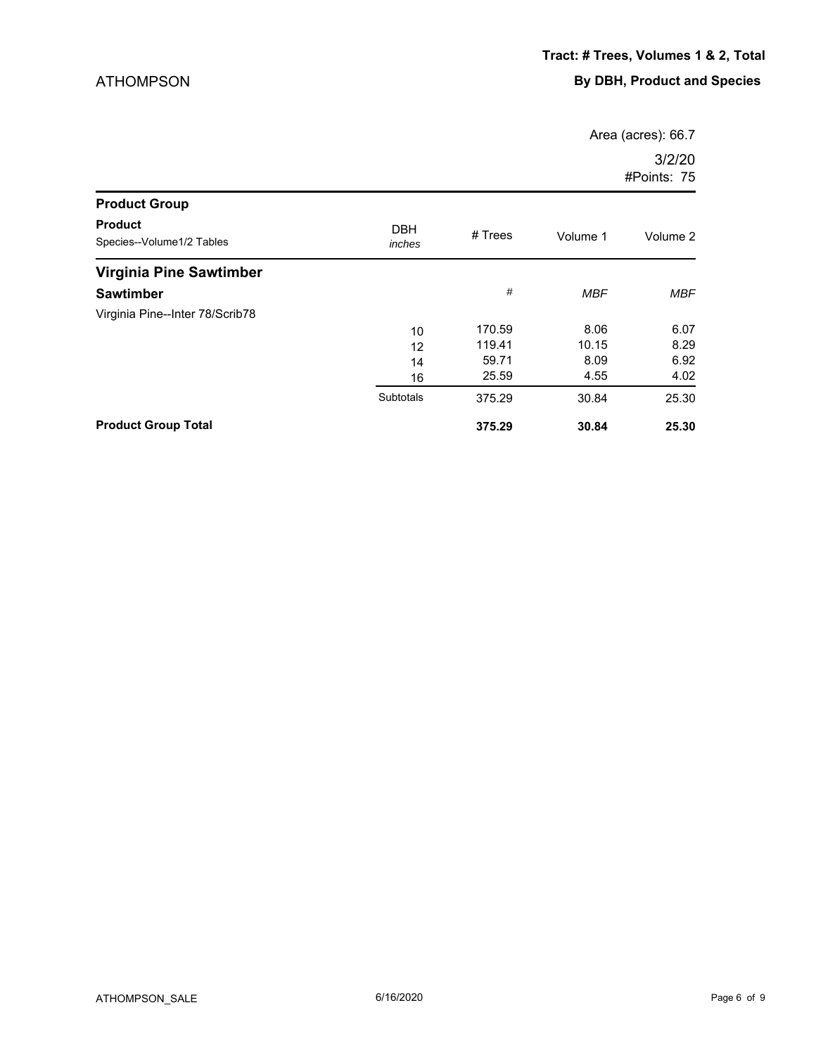ATHOMPSON

**Tract: # Trees, Volumes 1 & 2, Total**

**By DBH, Product and Species**

Area (acres): 66.7

3/2/20

#Points: 75

| Product Group<br>Product<br>Species--Volume1/2 Tables | DBH<br>*inches* | # Trees | Volume 1 | Volume 2 |
|---|---|---|---|---|
| **Virginia Pine Sawtimber** | | | | |
| **Sawtimber** | | # | *MBF* | *MBF* |
| Virginia Pine--Inter 78/Scrib78 | | | | |
| | 10 | 170.59 | 8.06 | 6.07 |
| | 12 | 119.41 | 10.15 | 8.29 |
| | 14 | 59.71 | 8.09 | 6.92 |
| | 16 | 25.59 | 4.55 | 4.02 |
| | Subtotals | 375.29 | 30.84 | 25.30 |
| **Product Group Total** | | **375.29** | **30.84** | **25.30** |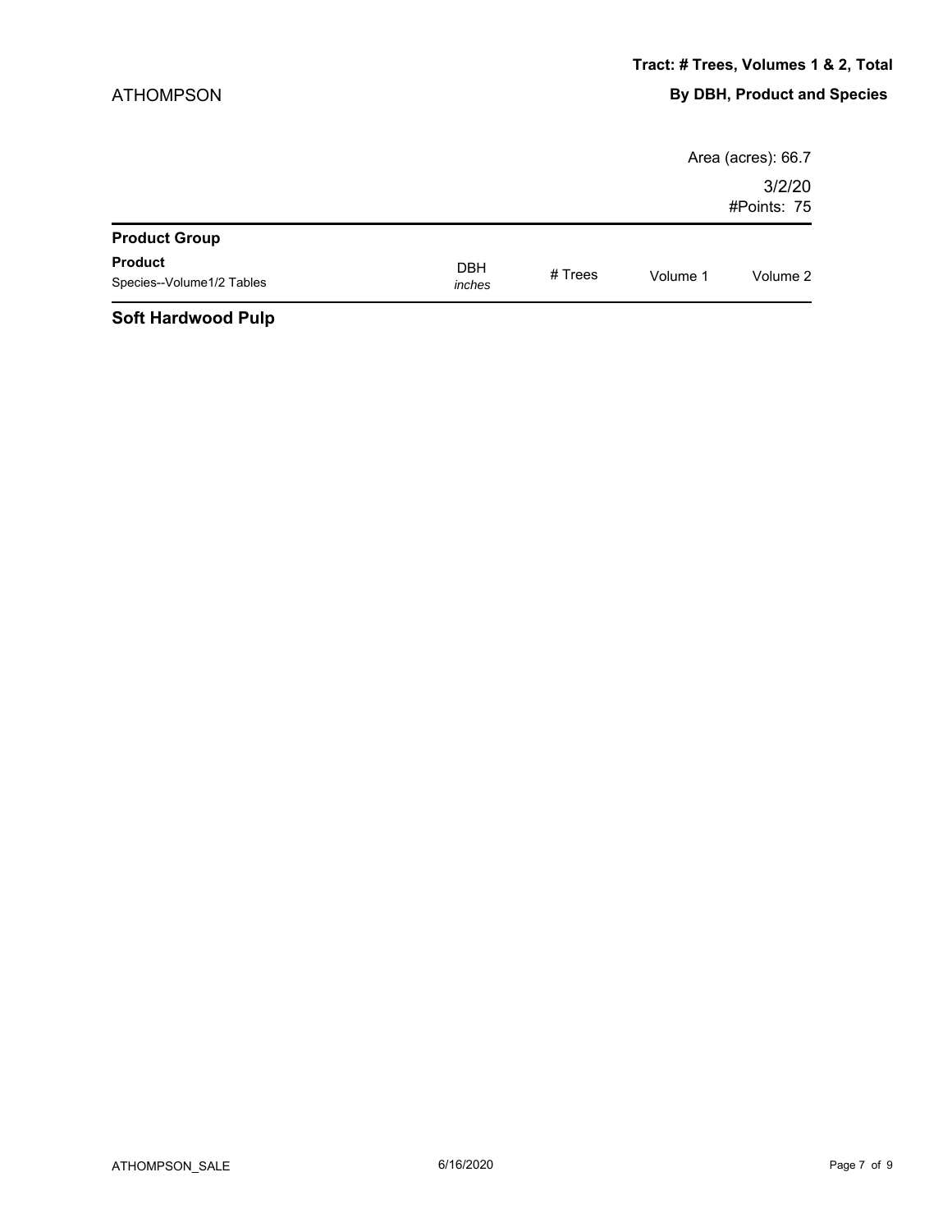ATHOMPSON

**Tract: # Trees, Volumes 1 & 2, Total**

**By DBH, Product and Species**

Area (acres): 66.7

3/2/20

#Points: 75

| **Product Group** | | | | |
|---|---|---|---|---|
| **Product**<br>Species--Volume1/2 Tables | DBH<br>*inches* | # Trees | Volume 1 | Volume 2 |
| **Soft Hardwood Pulp** | | | | |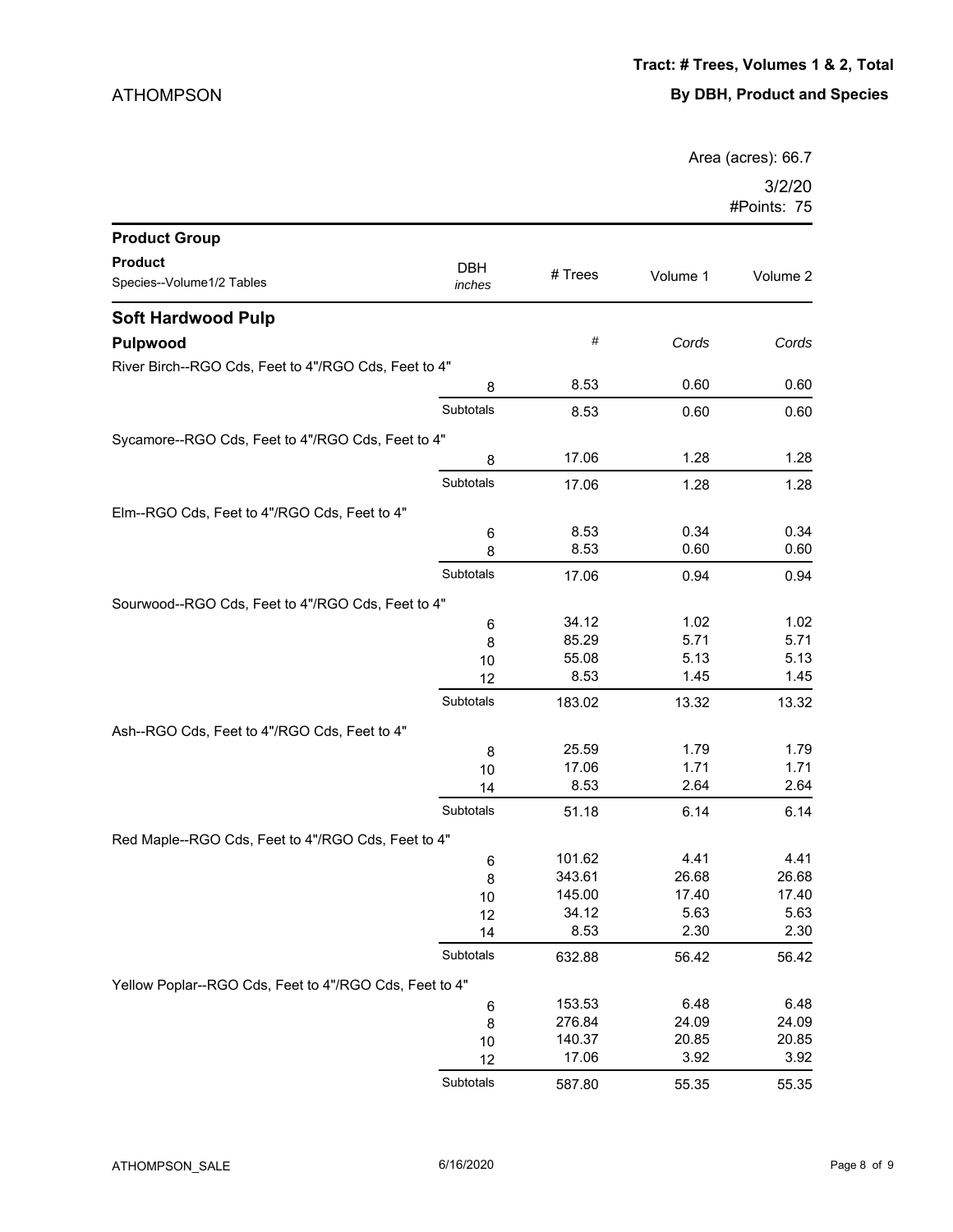ATHOMPSON

**Tract: # Trees, Volumes 1 & 2, Total**

**By DBH, Product and Species**

Area (acres): 66.7

3/2/20

#Points: 75

| **Product Group** | | | | |
|---|---|---|---|---|
| **Product**<br>Species--Volume1/2 Tables | DBH *inches* | # Trees | Volume 1 | Volume 2 |
| **Soft Hardwood Pulp** | | | | |
| **Pulpwood** | | *#* | *Cords* | *Cords* |
| River Birch--RGO Cds, Feet to 4"/RGO Cds, Feet to 4" | | | | |
| | 8 | 8.53 | 0.60 | 0.60 |
| | Subtotals | 8.53 | 0.60 | 0.60 |
| Sycamore--RGO Cds, Feet to 4"/RGO Cds, Feet to 4" | | | | |
| | 8 | 17.06 | 1.28 | 1.28 |
| | Subtotals | 17.06 | 1.28 | 1.28 |
| Elm--RGO Cds, Feet to 4"/RGO Cds, Feet to 4" | | | | |
| | 6 | 8.53 | 0.34 | 0.34 |
| | 8 | 8.53 | 0.60 | 0.60 |
| | Subtotals | 17.06 | 0.94 | 0.94 |
| Sourwood--RGO Cds, Feet to 4"/RGO Cds, Feet to 4" | | | | |
| | 6 | 34.12 | 1.02 | 1.02 |
| | 8 | 85.29 | 5.71 | 5.71 |
| | 10 | 55.08 | 5.13 | 5.13 |
| | 12 | 8.53 | 1.45 | 1.45 |
| | Subtotals | 183.02 | 13.32 | 13.32 |
| Ash--RGO Cds, Feet to 4"/RGO Cds, Feet to 4" | | | | |
| | 8 | 25.59 | 1.79 | 1.79 |
| | 10 | 17.06 | 1.71 | 1.71 |
| | 14 | 8.53 | 2.64 | 2.64 |
| | Subtotals | 51.18 | 6.14 | 6.14 |
| Red Maple--RGO Cds, Feet to 4"/RGO Cds, Feet to 4" | | | | |
| | 6 | 101.62 | 4.41 | 4.41 |
| | 8 | 343.61 | 26.68 | 26.68 |
| | 10 | 145.00 | 17.40 | 17.40 |
| | 12 | 34.12 | 5.63 | 5.63 |
| | 14 | 8.53 | 2.30 | 2.30 |
| | Subtotals | 632.88 | 56.42 | 56.42 |
| Yellow Poplar--RGO Cds, Feet to 4"/RGO Cds, Feet to 4" | | | | |
| | 6 | 153.53 | 6.48 | 6.48 |
| | 8 | 276.84 | 24.09 | 24.09 |
| | 10 | 140.37 | 20.85 | 20.85 |
| | 12 | 17.06 | 3.92 | 3.92 |
| | Subtotals | 587.80 | 55.35 | 55.35 |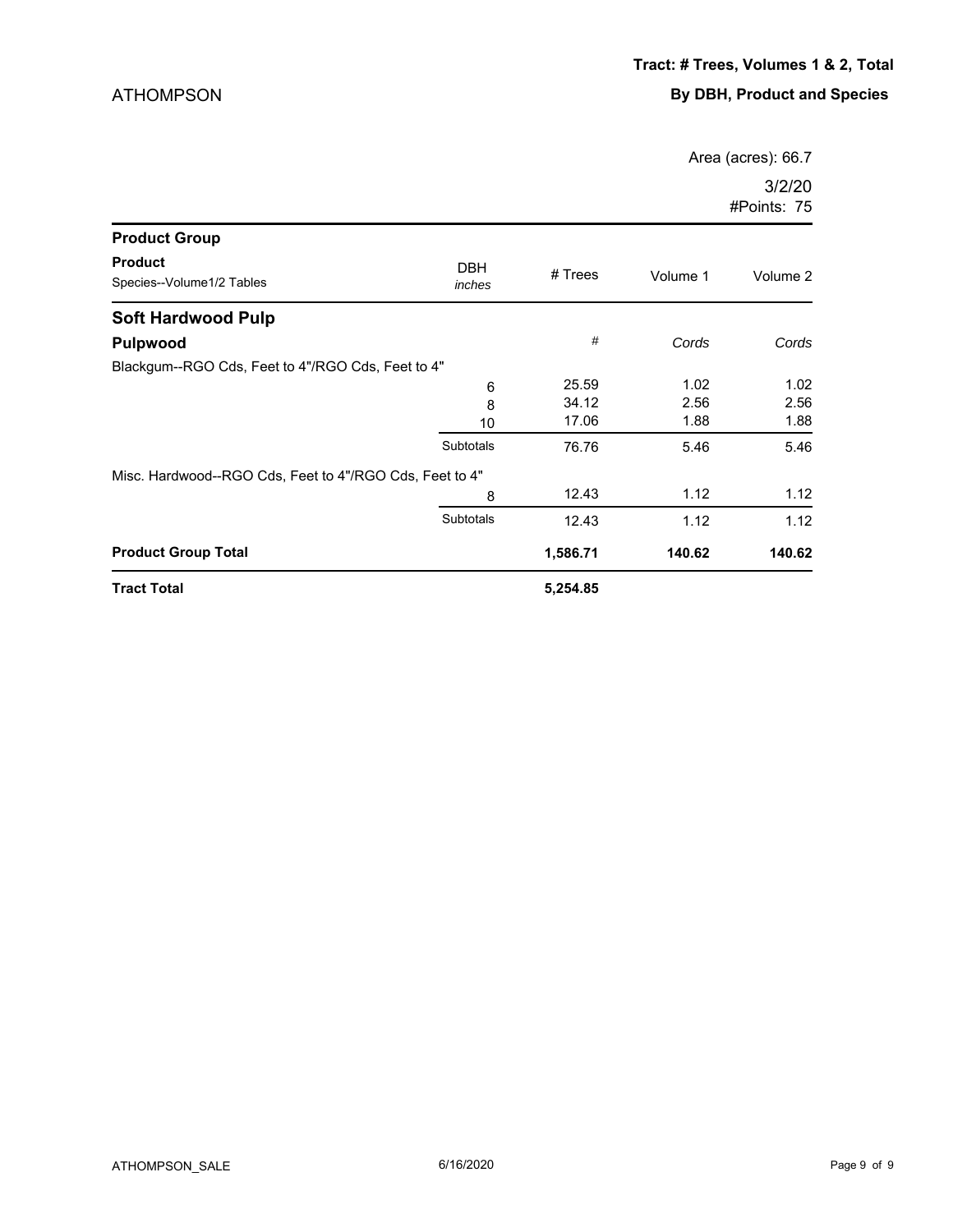# Tract: # Trees, Volumes 1 & 2, Total

## By DBH, Product and Species

ATHOMPSON

Area (acres): 66.7

3/2/20
#Points: 75

| Product Group<br>Product<br>Species--Volume1/2 Tables | DBH *inches* | # Trees | Volume 1 | Volume 2 |
|---|---|---|---|---|
| **Soft Hardwood Pulp** | | | | |
| **Pulpwood** | | *#* | *Cords* | *Cords* |
| Blackgum--RGO Cds, Feet to 4"/RGO Cds, Feet to 4" | | | | |
| | 6 | 25.59 | 1.02 | 1.02 |
| | 8 | 34.12 | 2.56 | 2.56 |
| | 10 | 17.06 | 1.88 | 1.88 |
| | Subtotals | 76.76 | 5.46 | 5.46 |
| Misc. Hardwood--RGO Cds, Feet to 4"/RGO Cds, Feet to 4" | | | | |
| | 8 | 12.43 | 1.12 | 1.12 |
| | Subtotals | 12.43 | 1.12 | 1.12 |
| **Product Group Total** | | **1,586.71** | **140.62** | **140.62** |
| **Tract Total** | | **5,254.85** | | |

ATHOMPSON_SALE 6/16/2020